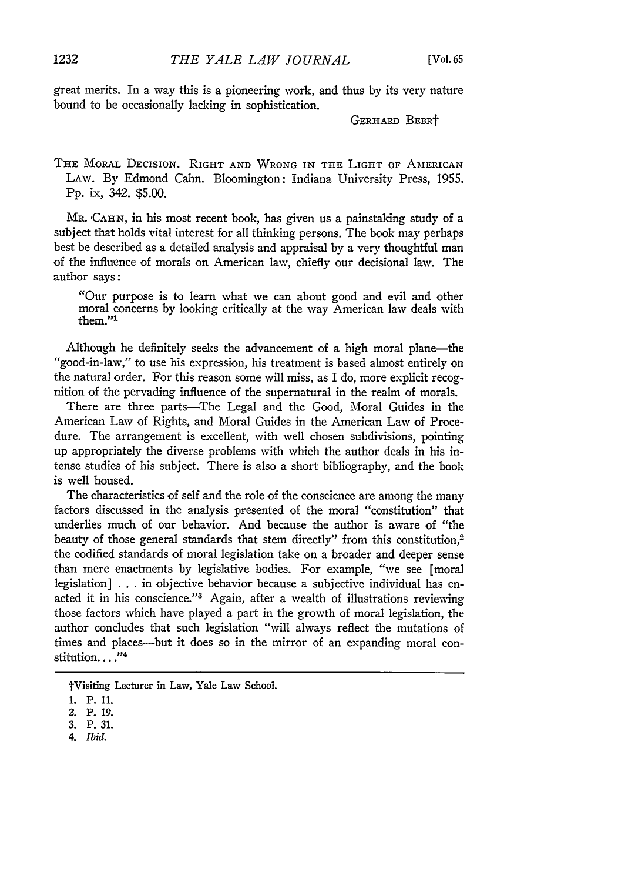great merits. In a way this is a pioneering work, and thus by its very nature bound to be occasionally lacking in sophistication.

GERHARD BEBR†

THE MORAL DECISION. RIGHT AND WRONG IN THE LIGHT OF AMERICAN LAW. By Edmond Cahn. Bloomington: Indiana University Press, 1955. Pp. ix, 342. $5.00.

MR. CAHN, in his most recent book, has given us a painstaking study of a subject that holds vital interest for all thinking persons. The book may perhaps best be described as a detailed analysis and appraisal by a very thoughtful man of the influence of morals on American law, chiefly our decisional law. The author says:

> "Our purpose is to learn what we can about good and evil and other moral concerns by looking critically at the way American law deals with them."[1]

Although he definitely seeks the advancement of a high moral plane—the "good-in-law," to use his expression, his treatment is based almost entirely on the natural order. For this reason some will miss, as I do, more explicit recognition of the pervading influence of the supernatural in the realm of morals.

There are three parts—The Legal and the Good, Moral Guides in the American Law of Rights, and Moral Guides in the American Law of Procedure. The arrangement is excellent, with well chosen subdivisions, pointing up appropriately the diverse problems with which the author deals in his intense studies of his subject. There is also a short bibliography, and the book is well housed.

The characteristics of self and the role of the conscience are among the many factors discussed in the analysis presented of the moral "constitution" that underlies much of our behavior. And because the author is aware of "the beauty of those general standards that stem directly" from this constitution,[2] the codified standards of moral legislation take on a broader and deeper sense than mere enactments by legislative bodies. For example, "we see [moral legislation] . . . in objective behavior because a subjective individual has enacted it in his conscience."[3] Again, after a wealth of illustrations reviewing those factors which have played a part in the growth of moral legislation, the author concludes that such legislation "will always reflect the mutations of times and places—but it does so in the mirror of an expanding moral constitution. . . ."[4]

---

†Visiting Lecturer in Law, Yale Law School.

1. P. 11.
2. P. 19.
3. P. 31.
4. *Ibid.*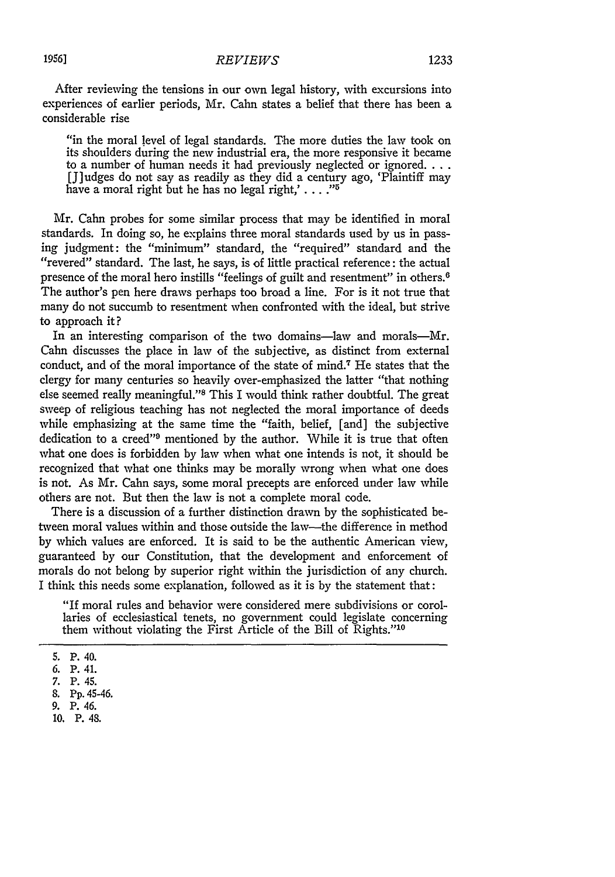After reviewing the tensions in our own legal history, with excursions into experiences of earlier periods, Mr. Cahn states a belief that there has been a considerable rise

> "in the moral level of legal standards. The more duties the law took on its shoulders during the new industrial era, the more responsive it became to a number of human needs it had previously neglected or ignored. . . . [J]udges do not say as readily as they did a century ago, 'Plaintiff may have a moral right but he has no legal right,' . . . ."[5]

Mr. Cahn probes for some similar process that may be identified in moral standards. In doing so, he explains three moral standards used by us in passing judgment: the "minimum" standard, the "required" standard and the "revered" standard. The last, he says, is of little practical reference: the actual presence of the moral hero instills "feelings of guilt and resentment" in others.[6] The author's pen here draws perhaps too broad a line. For is it not true that many do not succumb to resentment when confronted with the ideal, but strive to approach it?

In an interesting comparison of the two domains—law and morals—Mr. Cahn discusses the place in law of the subjective, as distinct from external conduct, and of the moral importance of the state of mind.[7] He states that the clergy for many centuries so heavily over-emphasized the latter "that nothing else seemed really meaningful."[8] This I would think rather doubtful. The great sweep of religious teaching has not neglected the moral importance of deeds while emphasizing at the same time the "faith, belief, [and] the subjective dedication to a creed"[9] mentioned by the author. While it is true that often what one does is forbidden by law when what one intends is not, it should be recognized that what one thinks may be morally wrong when what one does is not. As Mr. Cahn says, some moral precepts are enforced under law while others are not. But then the law is not a complete moral code.

There is a discussion of a further distinction drawn by the sophisticated between moral values within and those outside the law—the difference in method by which values are enforced. It is said to be the authentic American view, guaranteed by our Constitution, that the development and enforcement of morals do not belong by superior right within the jurisdiction of any church. I think this needs some explanation, followed as it is by the statement that:

> "If moral rules and behavior were considered mere subdivisions or corollaries of ecclesiastical tenets, no government could legislate concerning them without violating the First Article of the Bill of Rights."[10]

---

5. P. 40.
6. P. 41.
7. P. 45.
8. Pp. 45-46.
9. P. 46.
10. P. 48.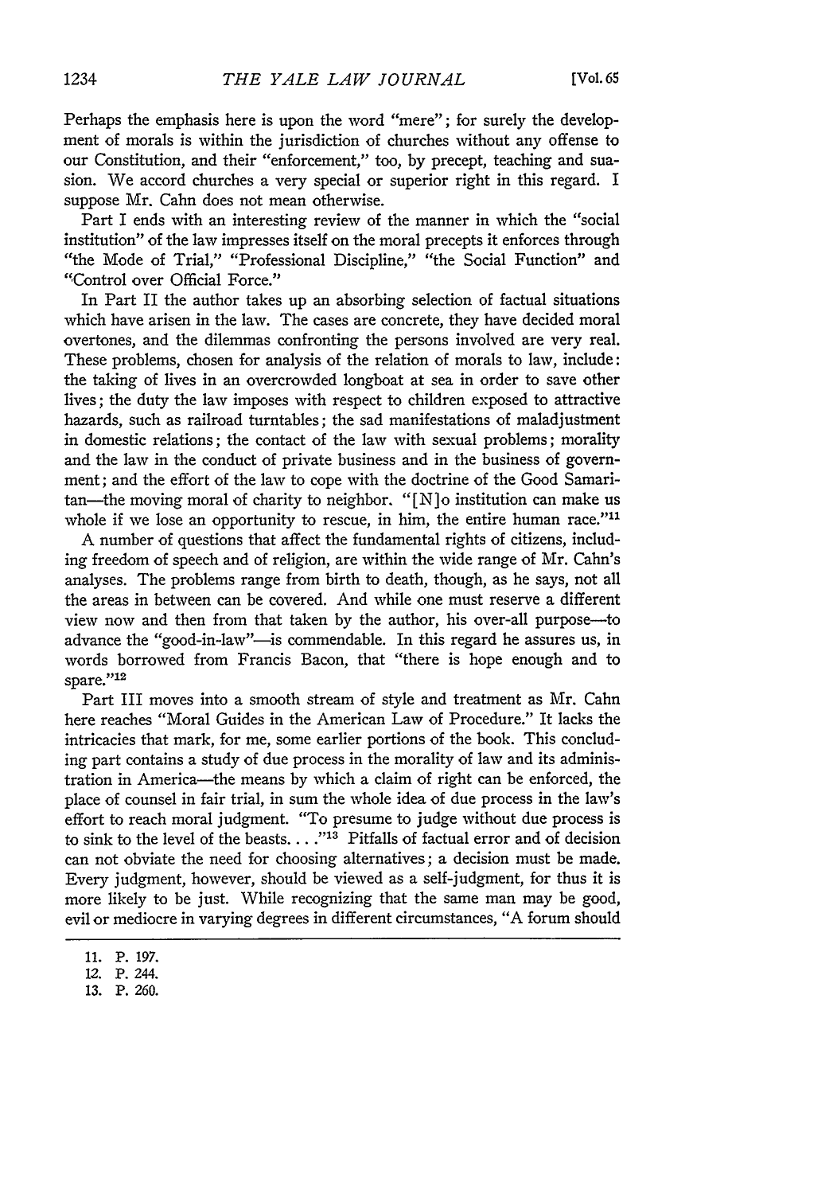Perhaps the emphasis here is upon the word "mere"; for surely the development of morals is within the jurisdiction of churches without any offense to our Constitution, and their "enforcement," too, by precept, teaching and suasion. We accord churches a very special or superior right in this regard. I suppose Mr. Cahn does not mean otherwise.

Part I ends with an interesting review of the manner in which the "social institution" of the law impresses itself on the moral precepts it enforces through "the Mode of Trial," "Professional Discipline," "the Social Function" and "Control over Official Force."

In Part II the author takes up an absorbing selection of factual situations which have arisen in the law. The cases are concrete, they have decided moral overtones, and the dilemmas confronting the persons involved are very real. These problems, chosen for analysis of the relation of morals to law, include: the taking of lives in an overcrowded longboat at sea in order to save other lives; the duty the law imposes with respect to children exposed to attractive hazards, such as railroad turntables; the sad manifestations of maladjustment in domestic relations; the contact of the law with sexual problems; morality and the law in the conduct of private business and in the business of government; and the effort of the law to cope with the doctrine of the Good Samaritan—the moving moral of charity to neighbor. "[N]o institution can make us whole if we lose an opportunity to rescue, in him, the entire human race."[11]

A number of questions that affect the fundamental rights of citizens, including freedom of speech and of religion, are within the wide range of Mr. Cahn's analyses. The problems range from birth to death, though, as he says, not all the areas in between can be covered. And while one must reserve a different view now and then from that taken by the author, his over-all purpose—to advance the "good-in-law"—is commendable. In this regard he assures us, in words borrowed from Francis Bacon, that "there is hope enough and to spare."[12]

Part III moves into a smooth stream of style and treatment as Mr. Cahn here reaches "Moral Guides in the American Law of Procedure." It lacks the intricacies that mark, for me, some earlier portions of the book. This concluding part contains a study of due process in the morality of law and its administration in America—the means by which a claim of right can be enforced, the place of counsel in fair trial, in sum the whole idea of due process in the law's effort to reach moral judgment. "To presume to judge without due process is to sink to the level of the beasts. . . ."[13] Pitfalls of factual error and of decision can not obviate the need for choosing alternatives; a decision must be made. Every judgment, however, should be viewed as a self-judgment, for thus it is more likely to be just. While recognizing that the same man may be good, evil or mediocre in varying degrees in different circumstances, "A forum should

11. P. 197.

12. P. 244.

13. P. 260.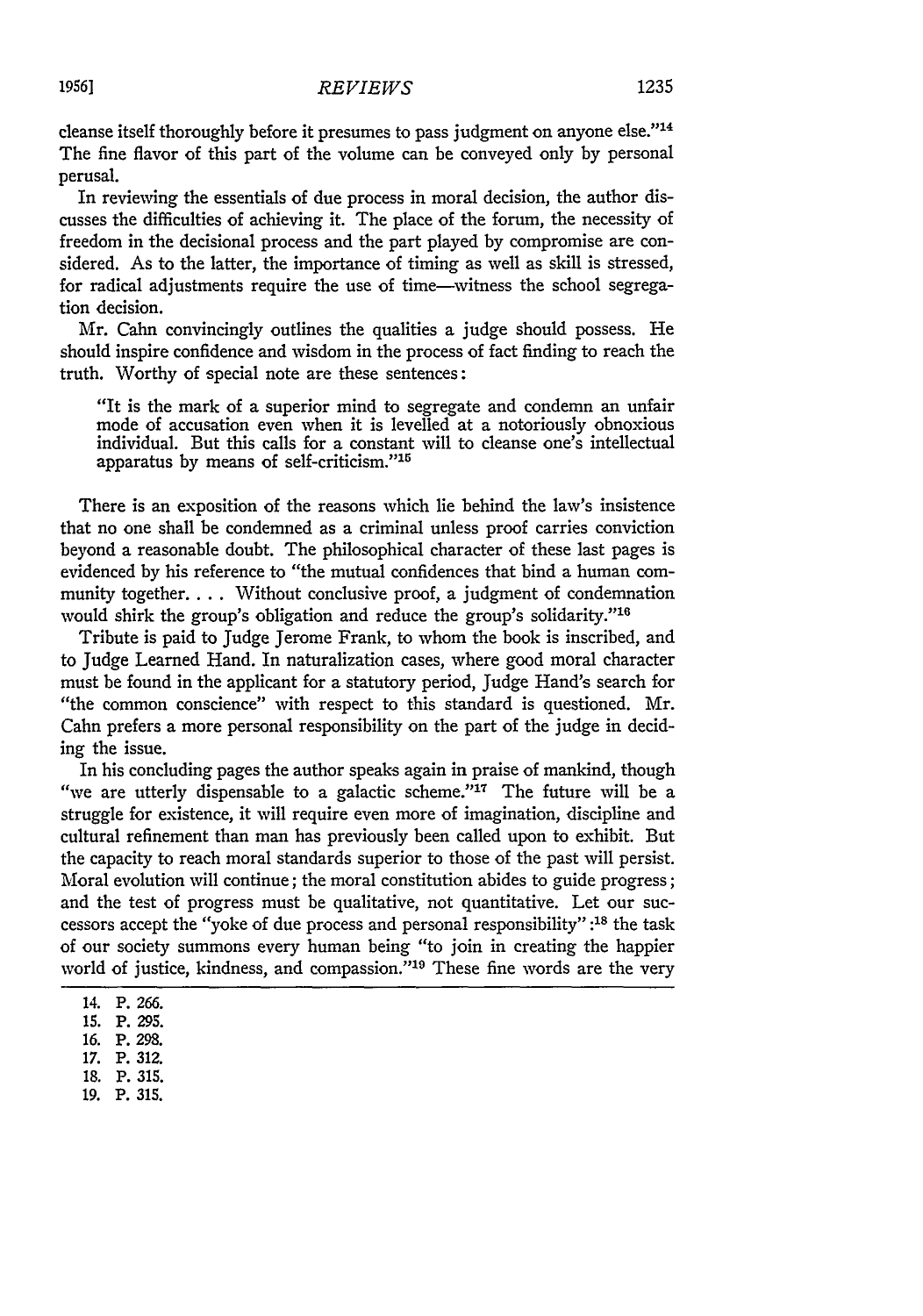cleanse itself thoroughly before it presumes to pass judgment on anyone else."[14] The fine flavor of this part of the volume can be conveyed only by personal perusal.

In reviewing the essentials of due process in moral decision, the author discusses the difficulties of achieving it. The place of the forum, the necessity of freedom in the decisional process and the part played by compromise are considered. As to the latter, the importance of timing as well as skill is stressed, for radical adjustments require the use of time—witness the school segregation decision.

Mr. Cahn convincingly outlines the qualities a judge should possess. He should inspire confidence and wisdom in the process of fact finding to reach the truth. Worthy of special note are these sentences:

> "It is the mark of a superior mind to segregate and condemn an unfair mode of accusation even when it is levelled at a notoriously obnoxious individual. But this calls for a constant will to cleanse one's intellectual apparatus by means of self-criticism."[15]

There is an exposition of the reasons which lie behind the law's insistence that no one shall be condemned as a criminal unless proof carries conviction beyond a reasonable doubt. The philosophical character of these last pages is evidenced by his reference to "the mutual confidences that bind a human community together. . . . Without conclusive proof, a judgment of condemnation would shirk the group's obligation and reduce the group's solidarity."[16]

Tribute is paid to Judge Jerome Frank, to whom the book is inscribed, and to Judge Learned Hand. In naturalization cases, where good moral character must be found in the applicant for a statutory period, Judge Hand's search for "the common conscience" with respect to this standard is questioned. Mr. Cahn prefers a more personal responsibility on the part of the judge in deciding the issue.

In his concluding pages the author speaks again in praise of mankind, though "we are utterly dispensable to a galactic scheme."[17] The future will be a struggle for existence, it will require even more of imagination, discipline and cultural refinement than man has previously been called upon to exhibit. But the capacity to reach moral standards superior to those of the past will persist. Moral evolution will continue; the moral constitution abides to guide progress; and the test of progress must be qualitative, not quantitative. Let our successors accept the "yoke of due process and personal responsibility":[18] the task of our society summons every human being "to join in creating the happier world of justice, kindness, and compassion."[19] These fine words are the very

14. P. 266.
15. P. 295.
16. P. 298.
17. P. 312.
18. P. 315.
19. P. 315.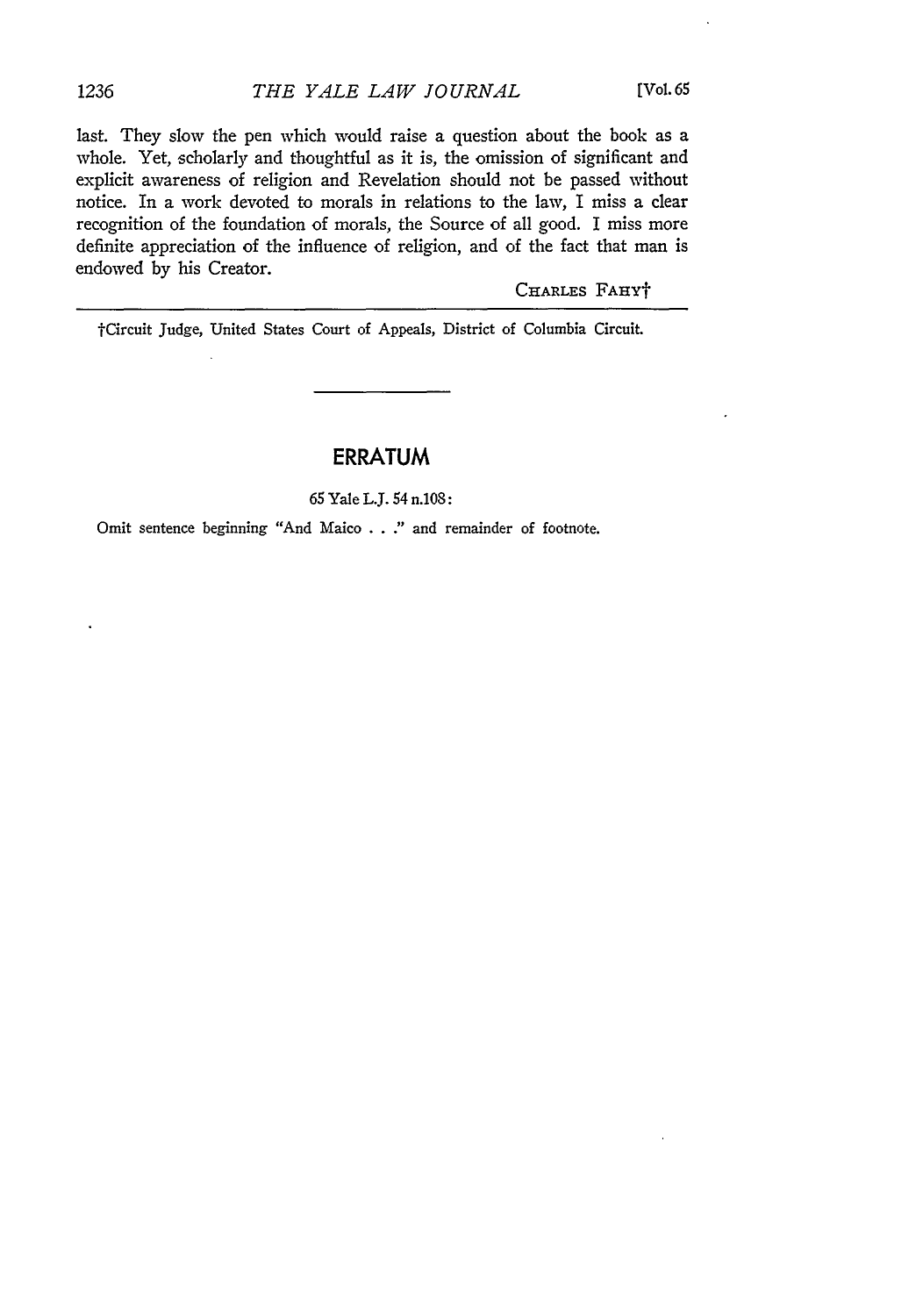last. They slow the pen which would raise a question about the book as a whole. Yet, scholarly and thoughtful as it is, the omission of significant and explicit awareness of religion and Revelation should not be passed without notice. In a work devoted to morals in relations to the law, I miss a clear recognition of the foundation of morals, the Source of all good. I miss more definite appreciation of the influence of religion, and of the fact that man is endowed by his Creator.

CHARLES FAHY†

†Circuit Judge, United States Court of Appeals, District of Columbia Circuit.

## ERRATUM

65 Yale L.J. 54 n.108:

Omit sentence beginning "And Maico . . ." and remainder of footnote.